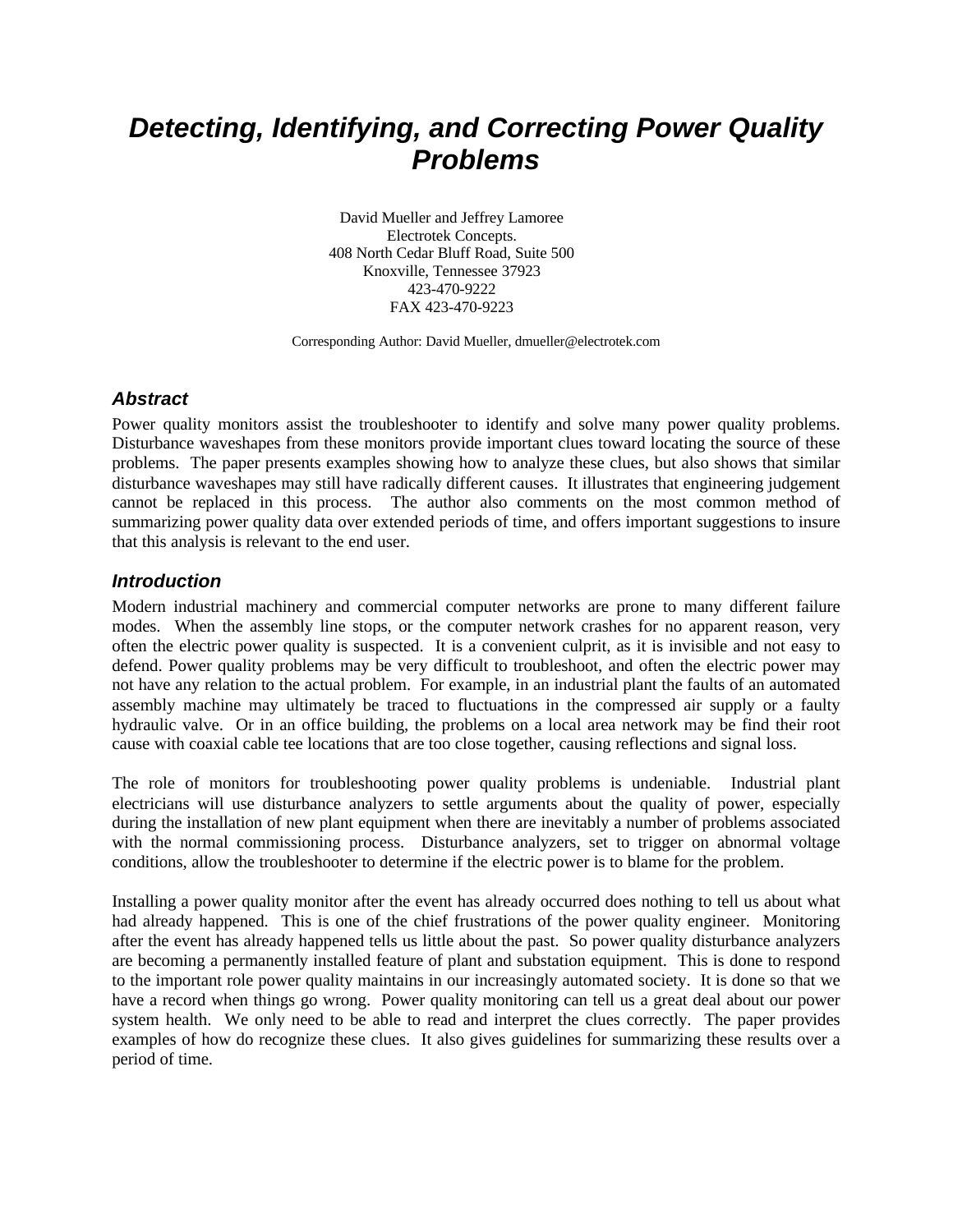# Detecting, Identifying, and Correcting Power Quality Problems

David Mueller and Jeffrey Lamoree
Electrotek Concepts.
408 North Cedar Bluff Road, Suite 500
Knoxville, Tennessee 37923
423-470-9222
FAX 423-470-9223

Corresponding Author: David Mueller, dmueller@electrotek.com

## Abstract

Power quality monitors assist the troubleshooter to identify and solve many power quality problems. Disturbance waveshapes from these monitors provide important clues toward locating the source of these problems. The paper presents examples showing how to analyze these clues, but also shows that similar disturbance waveshapes may still have radically different causes. It illustrates that engineering judgement cannot be replaced in this process. The author also comments on the most common method of summarizing power quality data over extended periods of time, and offers important suggestions to insure that this analysis is relevant to the end user.

## Introduction

Modern industrial machinery and commercial computer networks are prone to many different failure modes. When the assembly line stops, or the computer network crashes for no apparent reason, very often the electric power quality is suspected. It is a convenient culprit, as it is invisible and not easy to defend. Power quality problems may be very difficult to troubleshoot, and often the electric power may not have any relation to the actual problem. For example, in an industrial plant the faults of an automated assembly machine may ultimately be traced to fluctuations in the compressed air supply or a faulty hydraulic valve. Or in an office building, the problems on a local area network may be find their root cause with coaxial cable tee locations that are too close together, causing reflections and signal loss.

The role of monitors for troubleshooting power quality problems is undeniable. Industrial plant electricians will use disturbance analyzers to settle arguments about the quality of power, especially during the installation of new plant equipment when there are inevitably a number of problems associated with the normal commissioning process. Disturbance analyzers, set to trigger on abnormal voltage conditions, allow the troubleshooter to determine if the electric power is to blame for the problem.

Installing a power quality monitor after the event has already occurred does nothing to tell us about what had already happened. This is one of the chief frustrations of the power quality engineer. Monitoring after the event has already happened tells us little about the past. So power quality disturbance analyzers are becoming a permanently installed feature of plant and substation equipment. This is done to respond to the important role power quality maintains in our increasingly automated society. It is done so that we have a record when things go wrong. Power quality monitoring can tell us a great deal about our power system health. We only need to be able to read and interpret the clues correctly. The paper provides examples of how do recognize these clues. It also gives guidelines for summarizing these results over a period of time.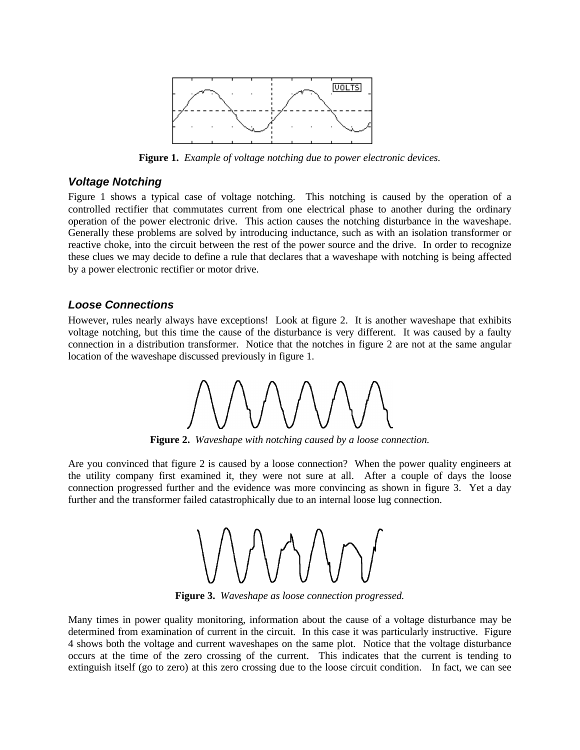**Figure 1.** *Example of voltage notching due to power electronic devices.*

### *Voltage Notching*

Figure 1 shows a typical case of voltage notching. This notching is caused by the operation of a controlled rectifier that commutates current from one electrical phase to another during the ordinary operation of the power electronic drive. This action causes the notching disturbance in the waveshape. Generally these problems are solved by introducing inductance, such as with an isolation transformer or reactive choke, into the circuit between the rest of the power source and the drive. In order to recognize these clues we may decide to define a rule that declares that a waveshape with notching is being affected by a power electronic rectifier or motor drive.

### *Loose Connections*

However, rules nearly always have exceptions! Look at figure 2. It is another waveshape that exhibits voltage notching, but this time the cause of the disturbance is very different. It was caused by a faulty connection in a distribution transformer. Notice that the notches in figure 2 are not at the same angular location of the waveshape discussed previously in figure 1.

**Figure 2.** *Waveshape with notching caused by a loose connection.*

Are you convinced that figure 2 is caused by a loose connection? When the power quality engineers at the utility company first examined it, they were not sure at all. After a couple of days the loose connection progressed further and the evidence was more convincing as shown in figure 3. Yet a day further and the transformer failed catastrophically due to an internal loose lug connection.

**Figure 3.** *Waveshape as loose connection progressed.*

Many times in power quality monitoring, information about the cause of a voltage disturbance may be determined from examination of current in the circuit. In this case it was particularly instructive. Figure 4 shows both the voltage and current waveshapes on the same plot. Notice that the voltage disturbance occurs at the time of the zero crossing of the current. This indicates that the current is tending to extinguish itself (go to zero) at this zero crossing due to the loose circuit condition. In fact, we can see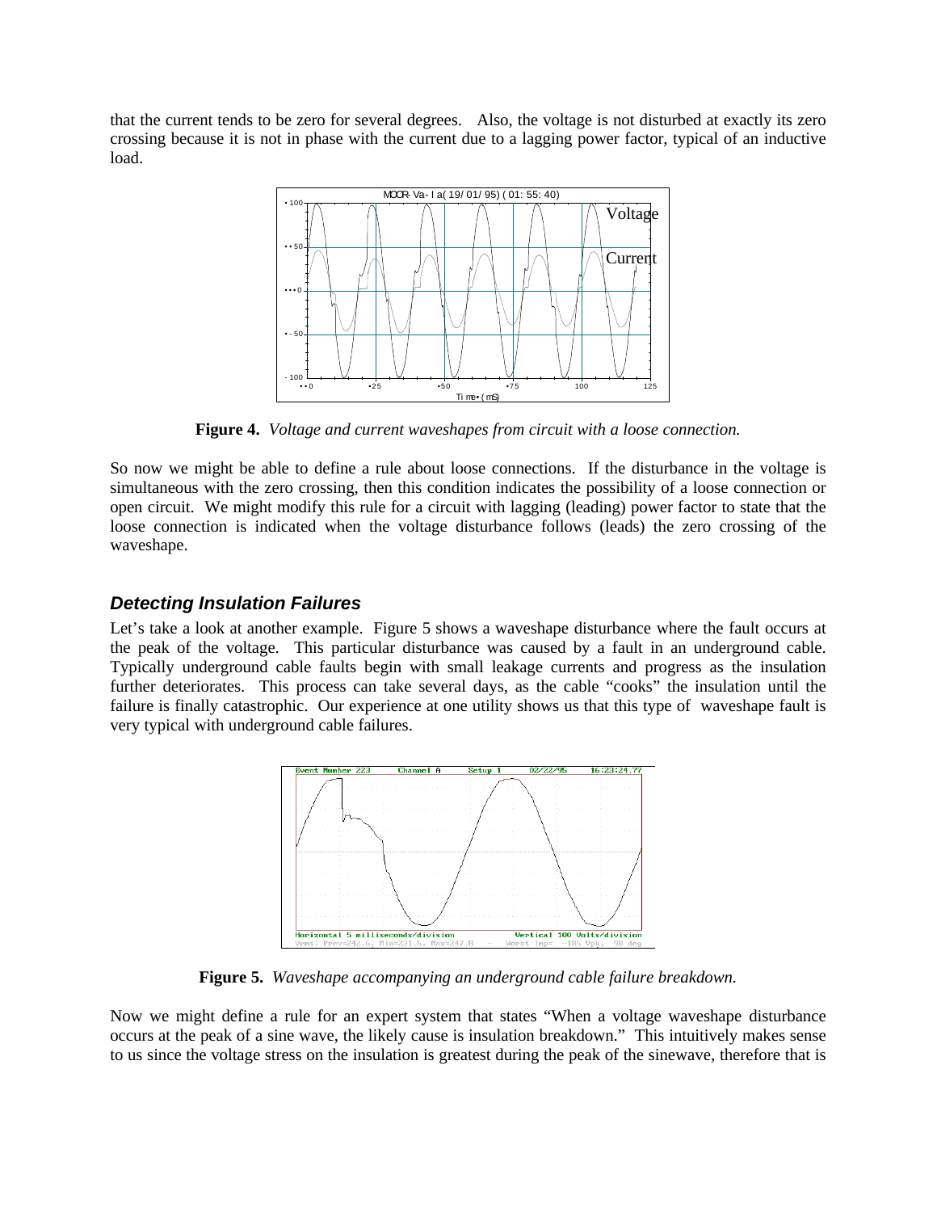that the current tends to be zero for several degrees. Also, the voltage is not disturbed at exactly its zero crossing because it is not in phase with the current due to a lagging power factor, typical of an inductive load.

**Figure 4.** *Voltage and current waveshapes from circuit with a loose connection.*

So now we might be able to define a rule about loose connections. If the disturbance in the voltage is simultaneous with the zero crossing, then this condition indicates the possibility of a loose connection or open circuit. We might modify this rule for a circuit with lagging (leading) power factor to state that the loose connection is indicated when the voltage disturbance follows (leads) the zero crossing of the waveshape.

## *Detecting Insulation Failures*

Let's take a look at another example. Figure 5 shows a waveshape disturbance where the fault occurs at the peak of the voltage. This particular disturbance was caused by a fault in an underground cable. Typically underground cable faults begin with small leakage currents and progress as the insulation further deteriorates. This process can take several days, as the cable "cooks" the insulation until the failure is finally catastrophic. Our experience at one utility shows us that this type of waveshape fault is very typical with underground cable failures.

**Figure 5.** *Waveshape accompanying an underground cable failure breakdown.*

Now we might define a rule for an expert system that states "When a voltage waveshape disturbance occurs at the peak of a sine wave, the likely cause is insulation breakdown." This intuitively makes sense to us since the voltage stress on the insulation is greatest during the peak of the sinewave, therefore that is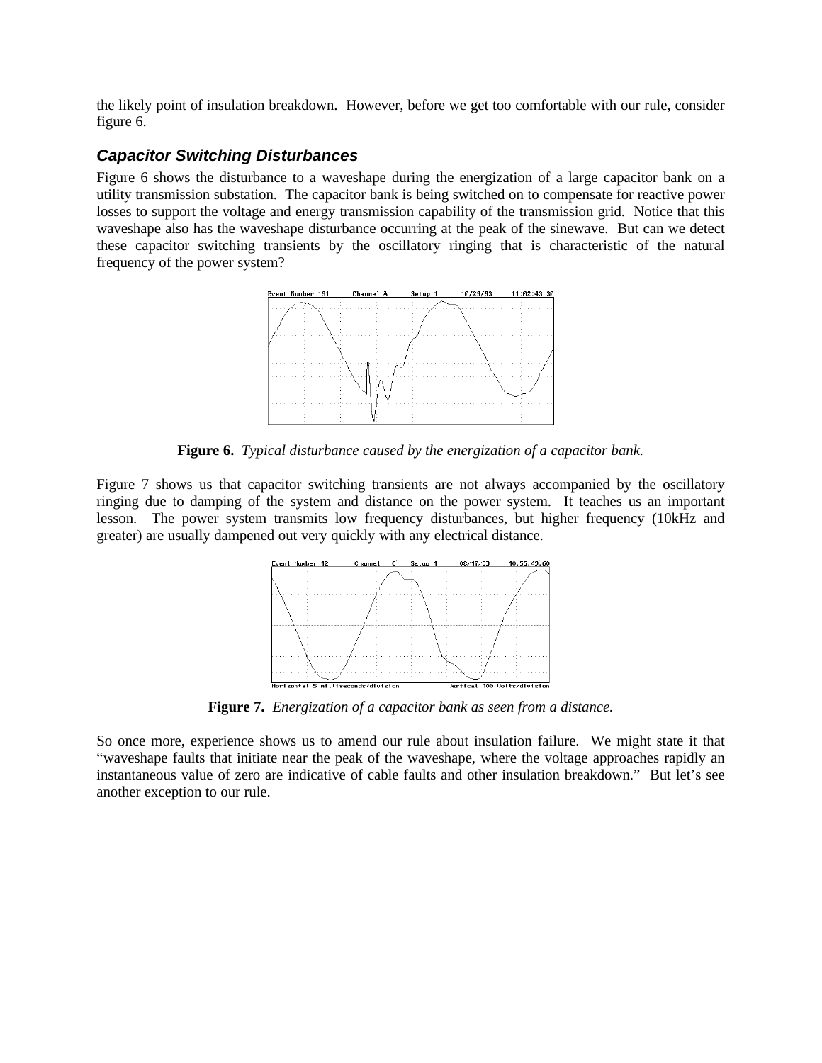the likely point of insulation breakdown. However, before we get too comfortable with our rule, consider figure 6.

### *Capacitor Switching Disturbances*

Figure 6 shows the disturbance to a waveshape during the energization of a large capacitor bank on a utility transmission substation. The capacitor bank is being switched on to compensate for reactive power losses to support the voltage and energy transmission capability of the transmission grid. Notice that this waveshape also has the waveshape disturbance occurring at the peak of the sinewave. But can we detect these capacitor switching transients by the oscillatory ringing that is characteristic of the natural frequency of the power system?

**Figure 6.** *Typical disturbance caused by the energization of a capacitor bank.*

Figure 7 shows us that capacitor switching transients are not always accompanied by the oscillatory ringing due to damping of the system and distance on the power system. It teaches us an important lesson. The power system transmits low frequency disturbances, but higher frequency (10kHz and greater) are usually dampened out very quickly with any electrical distance.

**Figure 7.** *Energization of a capacitor bank as seen from a distance.*

So once more, experience shows us to amend our rule about insulation failure. We might state it that "waveshape faults that initiate near the peak of the waveshape, where the voltage approaches rapidly an instantaneous value of zero are indicative of cable faults and other insulation breakdown." But let's see another exception to our rule.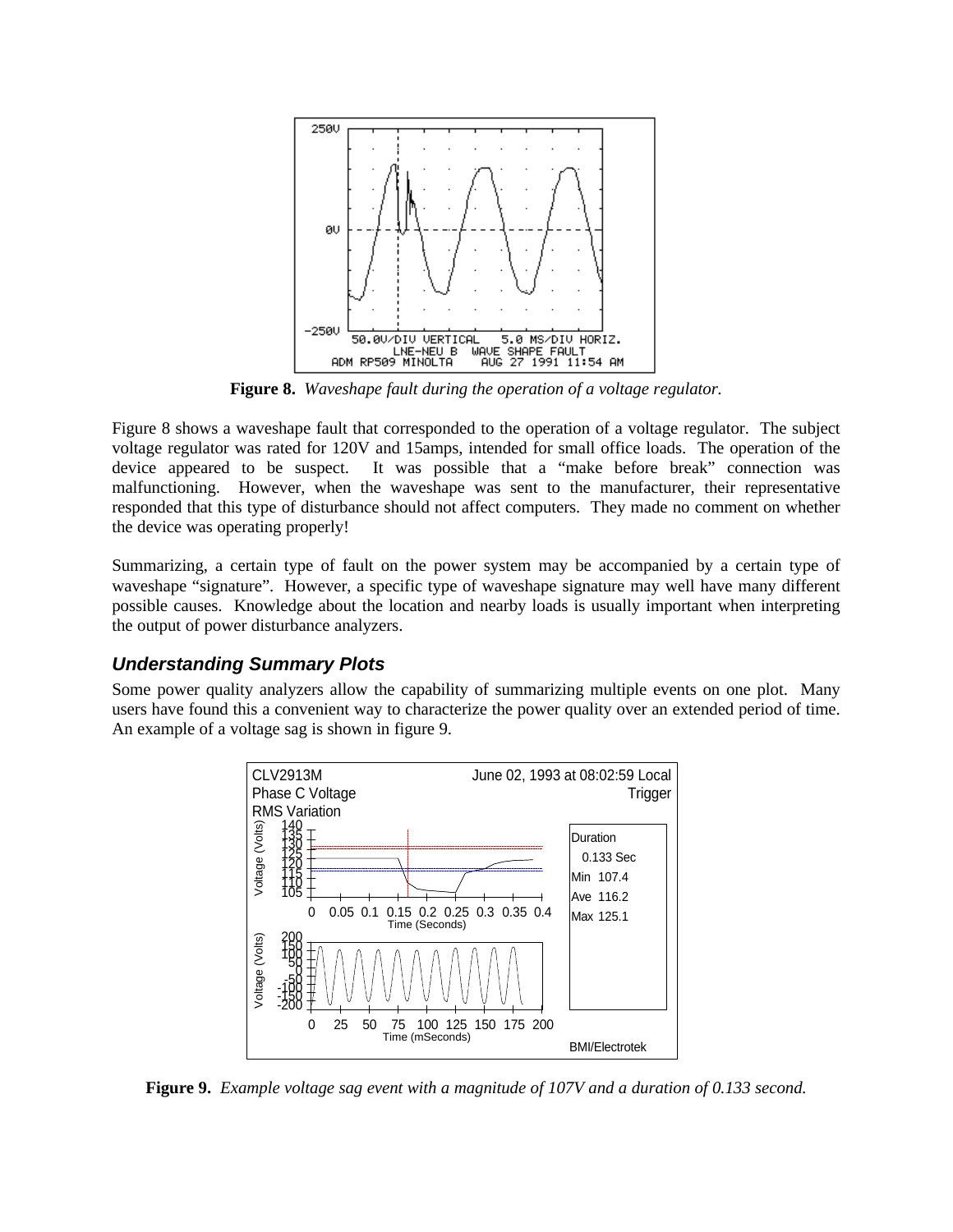**Figure 8.** *Waveshape fault during the operation of a voltage regulator.*

Figure 8 shows a waveshape fault that corresponded to the operation of a voltage regulator. The subject voltage regulator was rated for 120V and 15amps, intended for small office loads. The operation of the device appeared to be suspect. It was possible that a "make before break" connection was malfunctioning. However, when the waveshape was sent to the manufacturer, their representative responded that this type of disturbance should not affect computers. They made no comment on whether the device was operating properly!

Summarizing, a certain type of fault on the power system may be accompanied by a certain type of waveshape "signature". However, a specific type of waveshape signature may well have many different possible causes. Knowledge about the location and nearby loads is usually important when interpreting the output of power disturbance analyzers.

## *Understanding Summary Plots*

Some power quality analyzers allow the capability of summarizing multiple events on one plot. Many users have found this a convenient way to characterize the power quality over an extended period of time. An example of a voltage sag is shown in figure 9.

**Figure 9.** *Example voltage sag event with a magnitude of 107V and a duration of 0.133 second.*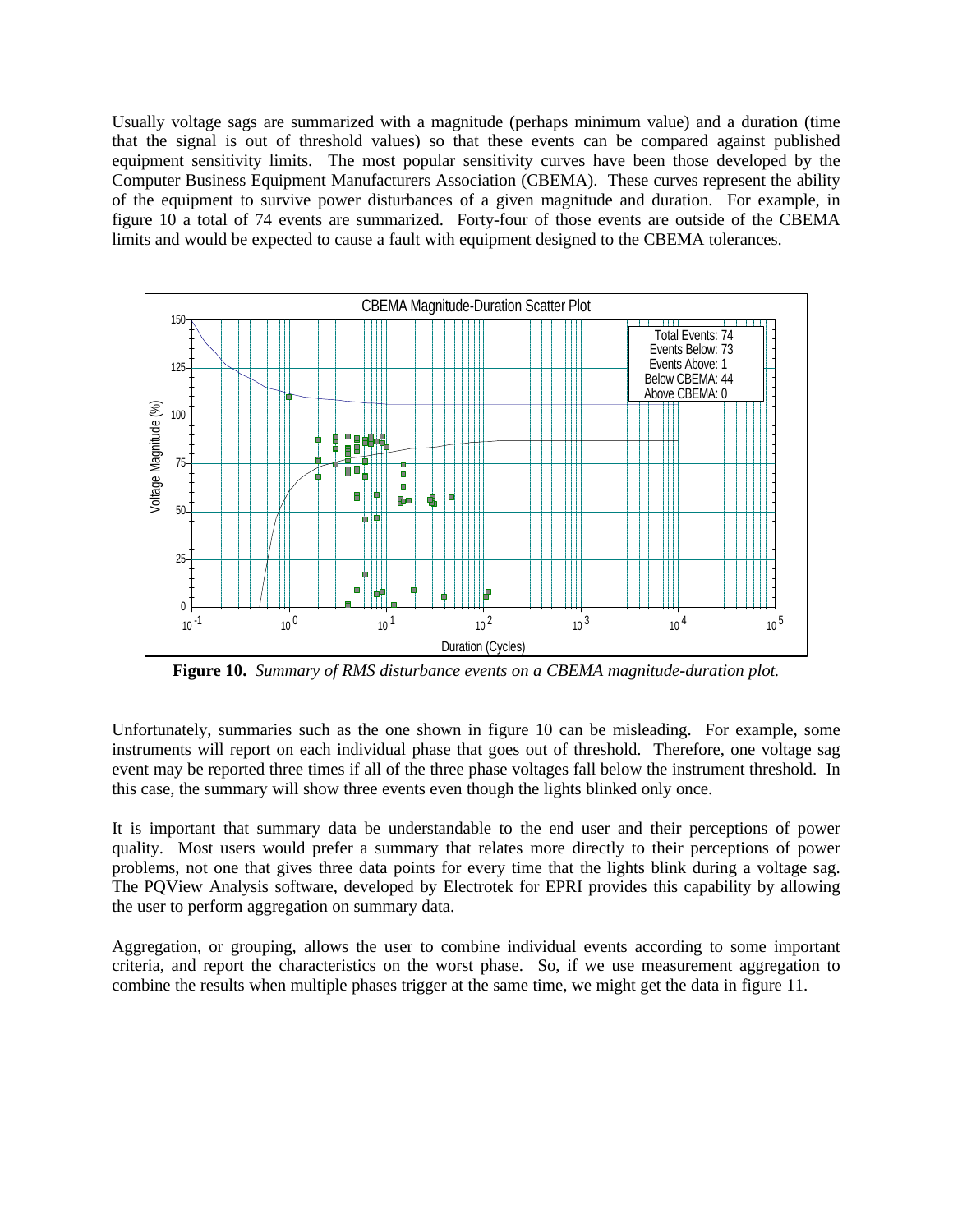Usually voltage sags are summarized with a magnitude (perhaps minimum value) and a duration (time that the signal is out of threshold values) so that these events can be compared against published equipment sensitivity limits. The most popular sensitivity curves have been those developed by the Computer Business Equipment Manufacturers Association (CBEMA). These curves represent the ability of the equipment to survive power disturbances of a given magnitude and duration. For example, in figure 10 a total of 74 events are summarized. Forty-four of those events are outside of the CBEMA limits and would be expected to cause a fault with equipment designed to the CBEMA tolerances.

**Figure 10.** *Summary of RMS disturbance events on a CBEMA magnitude-duration plot.*

Unfortunately, summaries such as the one shown in figure 10 can be misleading. For example, some instruments will report on each individual phase that goes out of threshold. Therefore, one voltage sag event may be reported three times if all of the three phase voltages fall below the instrument threshold. In this case, the summary will show three events even though the lights blinked only once.

It is important that summary data be understandable to the end user and their perceptions of power quality. Most users would prefer a summary that relates more directly to their perceptions of power problems, not one that gives three data points for every time that the lights blink during a voltage sag. The PQView Analysis software, developed by Electrotek for EPRI provides this capability by allowing the user to perform aggregation on summary data.

Aggregation, or grouping, allows the user to combine individual events according to some important criteria, and report the characteristics on the worst phase. So, if we use measurement aggregation to combine the results when multiple phases trigger at the same time, we might get the data in figure 11.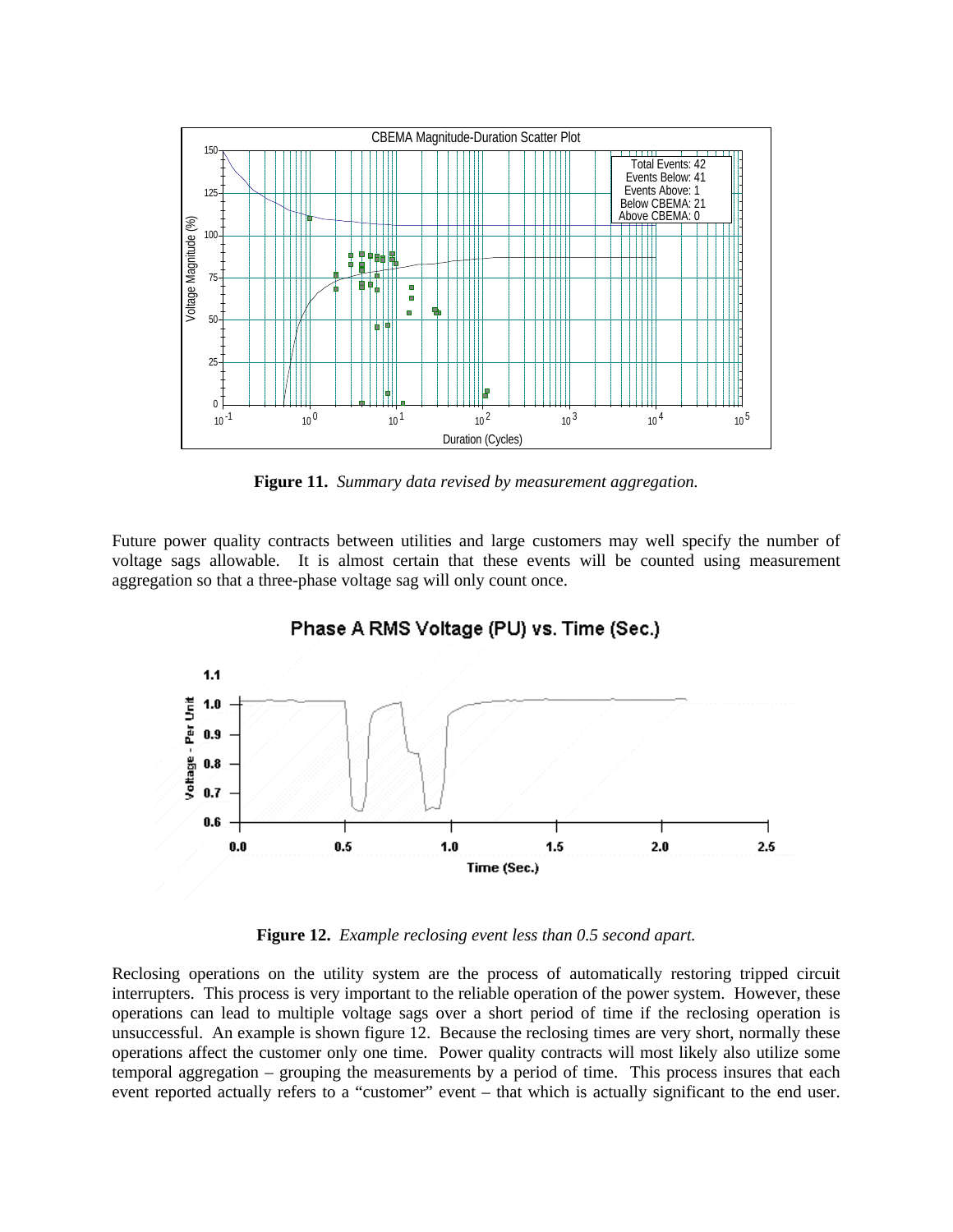**Figure 11.** *Summary data revised by measurement aggregation.*

Future power quality contracts between utilities and large customers may well specify the number of voltage sags allowable. It is almost certain that these events will be counted using measurement aggregation so that a three-phase voltage sag will only count once.

**Figure 12.** *Example reclosing event less than 0.5 second apart.*

Reclosing operations on the utility system are the process of automatically restoring tripped circuit interrupters. This process is very important to the reliable operation of the power system. However, these operations can lead to multiple voltage sags over a short period of time if the reclosing operation is unsuccessful. An example is shown figure 12. Because the reclosing times are very short, normally these operations affect the customer only one time. Power quality contracts will most likely also utilize some temporal aggregation – grouping the measurements by a period of time. This process insures that each event reported actually refers to a "customer" event – that which is actually significant to the end user.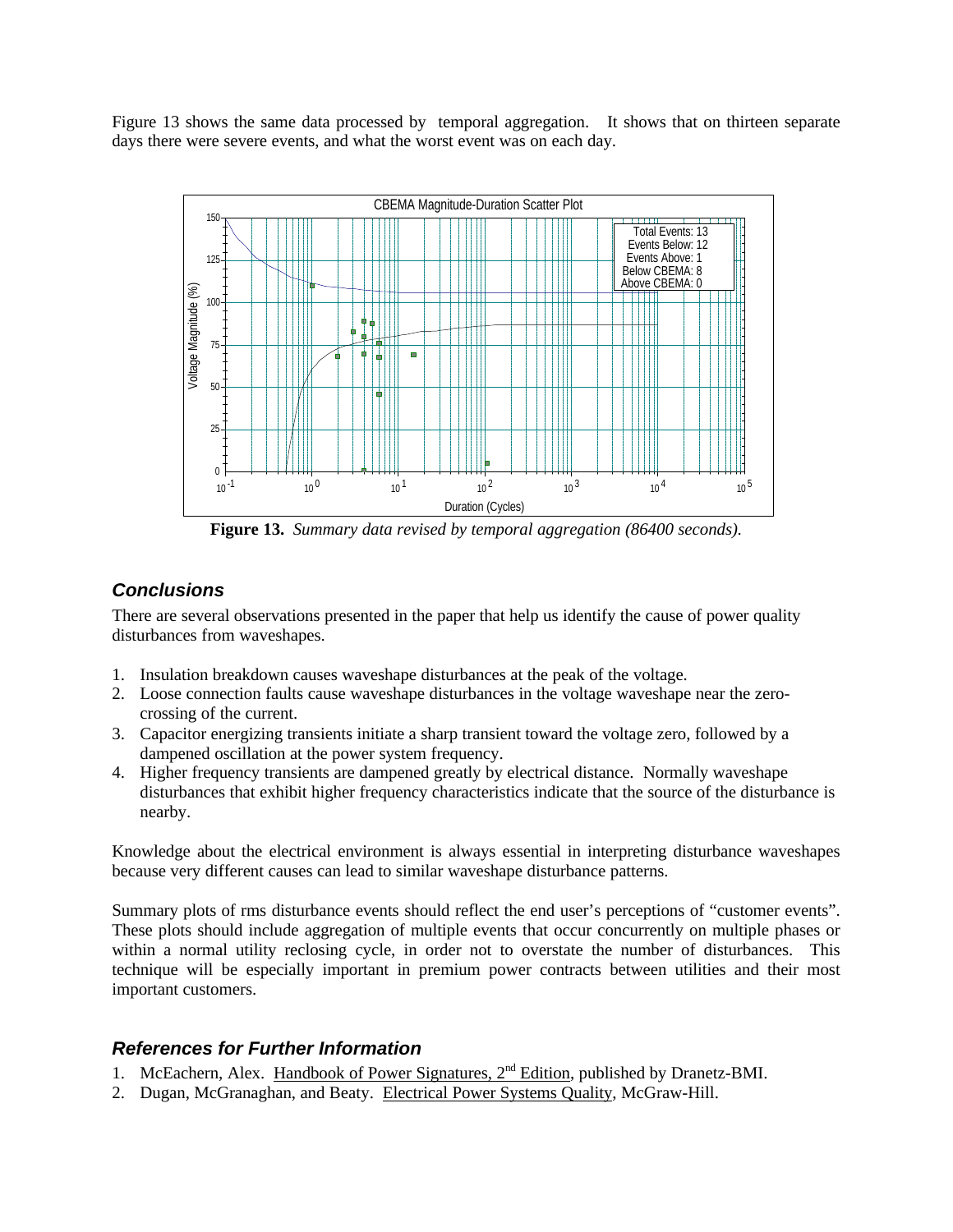Figure 13 shows the same data processed by temporal aggregation. It shows that on thirteen separate days there were severe events, and what the worst event was on each day.

CBEMA Magnitude-Duration Scatter Plot

Total Events: 13
Events Below: 12
Events Above: 1
Below CBEMA: 8
Above CBEMA: 0

Voltage Magnitude (%)

150
125
100
75
50
25
0

$10^{-1}$ $10^{0}$ $10^{1}$ $10^{2}$ $10^{3}$ $10^{4}$ $10^{5}$

Duration (Cycles)

**Figure 13.** *Summary data revised by temporal aggregation (86400 seconds).*

## *Conclusions*

There are several observations presented in the paper that help us identify the cause of power quality disturbances from waveshapes.

1. Insulation breakdown causes waveshape disturbances at the peak of the voltage.
2. Loose connection faults cause waveshape disturbances in the voltage waveshape near the zero-crossing of the current.
3. Capacitor energizing transients initiate a sharp transient toward the voltage zero, followed by a dampened oscillation at the power system frequency.
4. Higher frequency transients are dampened greatly by electrical distance. Normally waveshape disturbances that exhibit higher frequency characteristics indicate that the source of the disturbance is nearby.

Knowledge about the electrical environment is always essential in interpreting disturbance waveshapes because very different causes can lead to similar waveshape disturbance patterns.

Summary plots of rms disturbance events should reflect the end user's perceptions of "customer events". These plots should include aggregation of multiple events that occur concurrently on multiple phases or within a normal utility reclosing cycle, in order not to overstate the number of disturbances. This technique will be especially important in premium power contracts between utilities and their most important customers.

## *References for Further Information*

1. McEachern, Alex. Handbook of Power Signatures, 2nd Edition, published by Dranetz-BMI.
2. Dugan, McGranaghan, and Beaty. Electrical Power Systems Quality, McGraw-Hill.